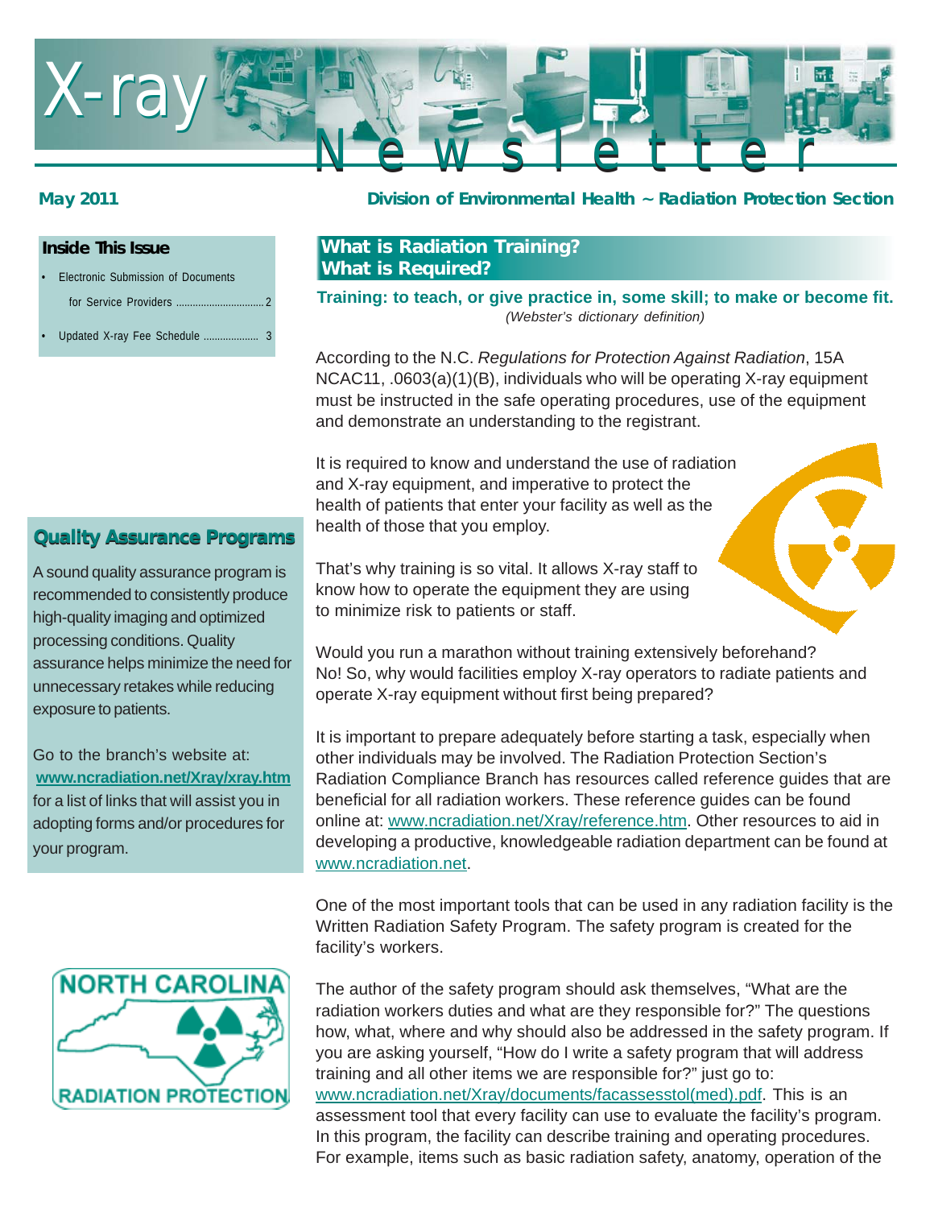# X-ray Newsletter

**May 2011** **Division of Environmental Health ~ Radiation Protection Section**

## Inside This Issue

- Electronic Submission of Documents for Service Providers ............................... 2
- Updated X-ray Fee Schedule .................... 3

## Quality Assurance Programs

A sound quality assurance program is recommended to consistently produce high-quality imaging and optimized processing conditions. Quality assurance helps minimize the need for unnecessary retakes while reducing exposure to patients.

Go to the branch's website at: **www.ncradiation.net/Xray/xray.htm** for a list of links that will assist you in adopting forms and/or procedures for your program.

NORTH CAROLINA RADIATION PROTECTION

## What is Radiation Training? What is Required?

**Training: to teach, or give practice in, some skill; to make or become fit.**
*(Webster's dictionary definition)*

According to the N.C. *Regulations for Protection Against Radiation*, 15A NCAC11, .0603(a)(1)(B), individuals who will be operating X-ray equipment must be instructed in the safe operating procedures, use of the equipment and demonstrate an understanding to the registrant.

It is required to know and understand the use of radiation and X-ray equipment, and imperative to protect the health of patients that enter your facility as well as the health of those that you employ.

That's why training is so vital. It allows X-ray staff to know how to operate the equipment they are using to minimize risk to patients or staff.

Would you run a marathon without training extensively beforehand? No! So, why would facilities employ X-ray operators to radiate patients and operate X-ray equipment without first being prepared?

It is important to prepare adequately before starting a task, especially when other individuals may be involved. The Radiation Protection Section's Radiation Compliance Branch has resources called reference guides that are beneficial for all radiation workers. These reference guides can be found online at: www.ncradiation.net/Xray/reference.htm. Other resources to aid in developing a productive, knowledgeable radiation department can be found at www.ncradiation.net.

One of the most important tools that can be used in any radiation facility is the Written Radiation Safety Program. The safety program is created for the facility's workers.

The author of the safety program should ask themselves, "What are the radiation workers duties and what are they responsible for?" The questions how, what, where and why should also be addressed in the safety program. If you are asking yourself, "How do I write a safety program that will address training and all other items we are responsible for?" just go to: www.ncradiation.net/Xray/documents/facassesstol(med).pdf. This is an assessment tool that every facility can use to evaluate the facility's program. In this program, the facility can describe training and operating procedures. For example, items such as basic radiation safety, anatomy, operation of the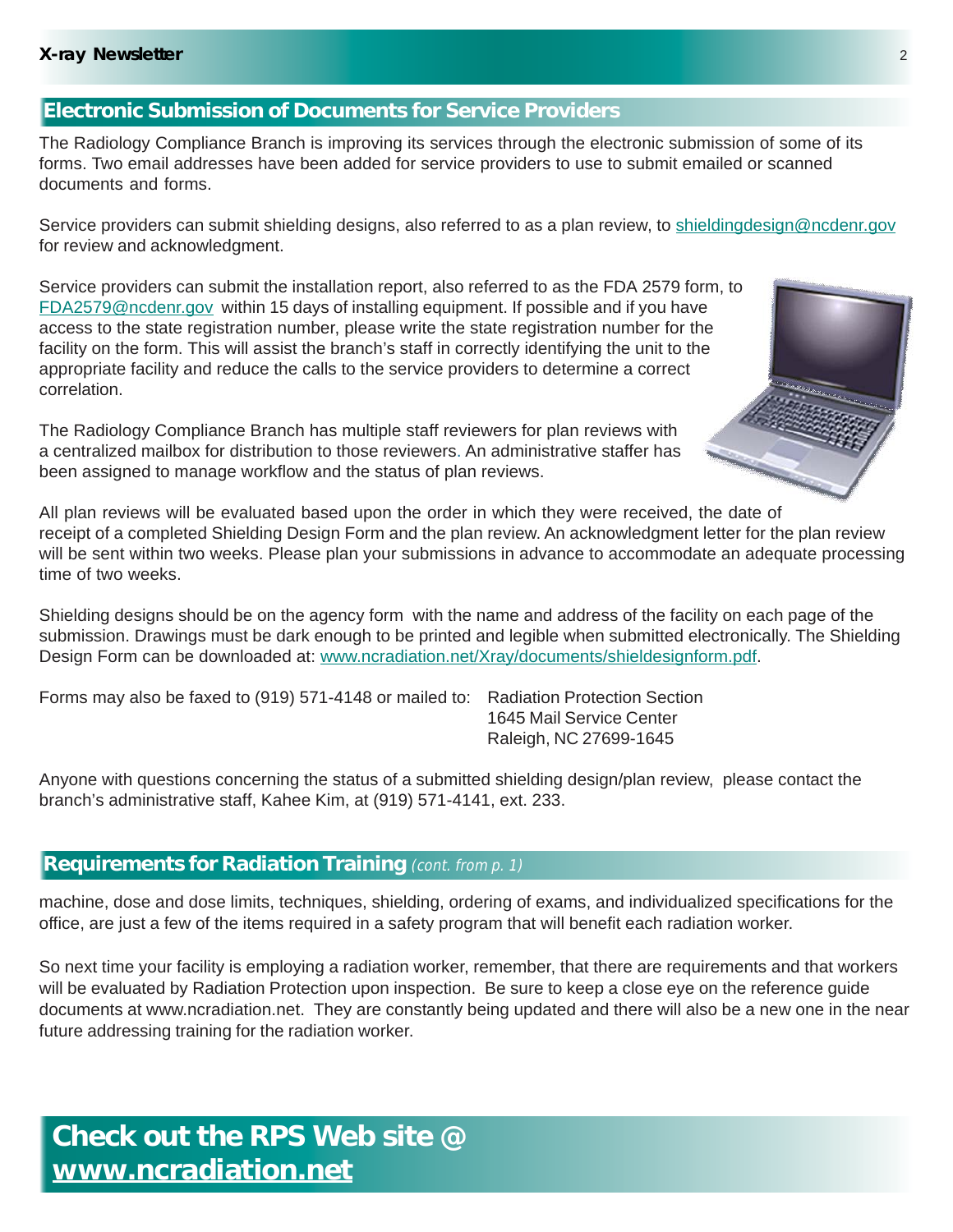## Electronic Submission of Documents for Service Providers

The Radiology Compliance Branch is improving its services through the electronic submission of some of its forms. Two email addresses have been added for service providers to use to submit emailed or scanned documents and forms.

Service providers can submit shielding designs, also referred to as a plan review, to shieldingdesign@ncdenr.gov for review and acknowledgment.

Service providers can submit the installation report, also referred to as the FDA 2579 form, to FDA2579@ncdenr.gov within 15 days of installing equipment. If possible and if you have access to the state registration number, please write the state registration number for the facility on the form. This will assist the branch's staff in correctly identifying the unit to the appropriate facility and reduce the calls to the service providers to determine a correct correlation.

The Radiology Compliance Branch has multiple staff reviewers for plan reviews with a centralized mailbox for distribution to those reviewers. An administrative staffer has been assigned to manage workflow and the status of plan reviews.

All plan reviews will be evaluated based upon the order in which they were received, the date of receipt of a completed Shielding Design Form and the plan review. An acknowledgment letter for the plan review will be sent within two weeks. Please plan your submissions in advance to accommodate an adequate processing time of two weeks.

Shielding designs should be on the agency form with the name and address of the facility on each page of the submission. Drawings must be dark enough to be printed and legible when submitted electronically. The Shielding Design Form can be downloaded at: www.ncradiation.net/Xray/documents/shieldesignform.pdf.

Forms may also be faxed to (919) 571-4148 or mailed to:

Radiation Protection Section
1645 Mail Service Center
Raleigh, NC 27699-1645

Anyone with questions concerning the status of a submitted shielding design/plan review, please contact the branch's administrative staff, Kahee Kim, at (919) 571-4141, ext. 233.

## Requirements for Radiation Training *(cont. from p. 1)*

machine, dose and dose limits, techniques, shielding, ordering of exams, and individualized specifications for the office, are just a few of the items required in a safety program that will benefit each radiation worker.

So next time your facility is employing a radiation worker, remember, that there are requirements and that workers will be evaluated by Radiation Protection upon inspection. Be sure to keep a close eye on the reference guide documents at www.ncradiation.net. They are constantly being updated and there will also be a new one in the near future addressing training for the radiation worker.

## Check out the RPS Web site @ www.ncradiation.net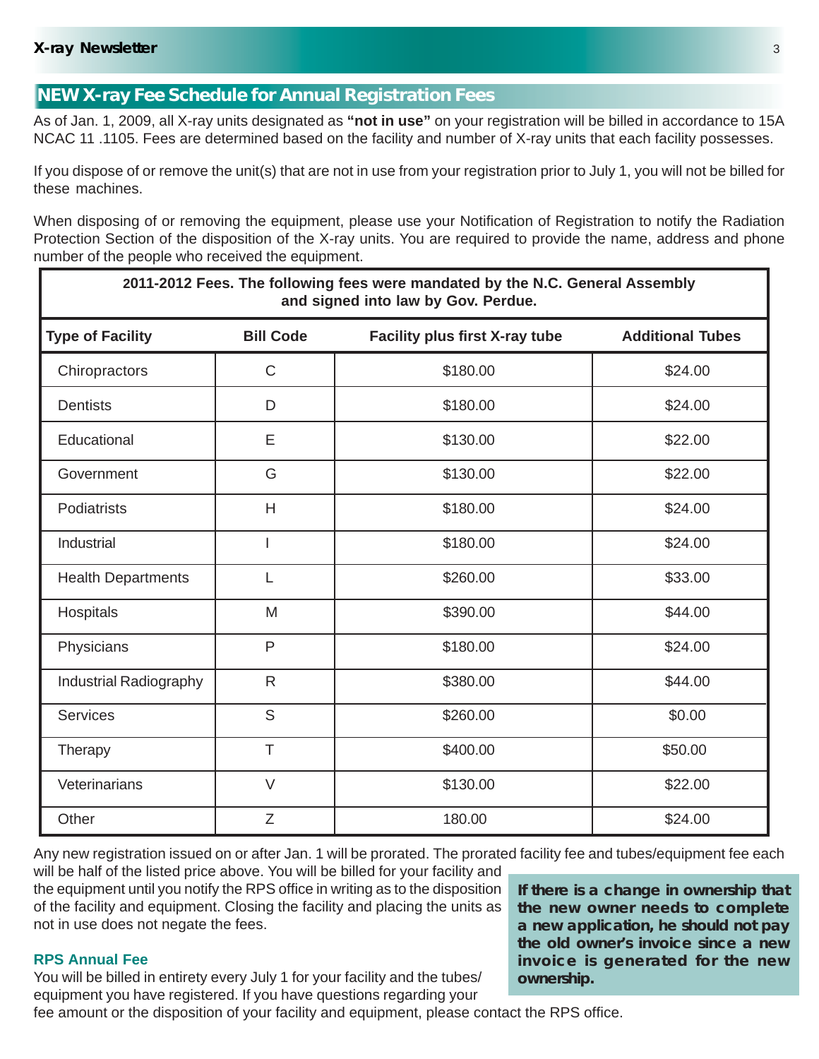## NEW X-ray Fee Schedule for Annual Registration Fees

As of Jan. 1, 2009, all X-ray units designated as **"not in use"** on your registration will be billed in accordance to 15A NCAC 11 .1105. Fees are determined based on the facility and number of X-ray units that each facility possesses.

If you dispose of or remove the unit(s) that are not in use from your registration prior to July 1, you will not be billed for these machines.

When disposing of or removing the equipment, please use your Notification of Registration to notify the Radiation Protection Section of the disposition of the X-ray units. You are required to provide the name, address and phone number of the people who received the equipment.

**2011-2012 Fees. The following fees were mandated by the N.C. General Assembly and signed into law by Gov. Perdue.**

| Type of Facility | Bill Code | Facility plus first X-ray tube | Additional Tubes |
|---|---|---|---|
| Chiropractors | C | $180.00 | $24.00 |
| Dentists | D | $180.00 | $24.00 |
| Educational | E | $130.00 | $22.00 |
| Government | G | $130.00 | $22.00 |
| Podiatrists | H | $180.00 | $24.00 |
| Industrial | I | $180.00 | $24.00 |
| Health Departments | L | $260.00 | $33.00 |
| Hospitals | M | $390.00 | $44.00 |
| Physicians | P | $180.00 | $24.00 |
| Industrial Radiography | R | $380.00 | $44.00 |
| Services | S | $260.00 | $0.00 |
| Therapy | T | $400.00 | $50.00 |
| Veterinarians | V | $130.00 | $22.00 |
| Other | Z | 180.00 | $24.00 |

Any new registration issued on or after Jan. 1 will be prorated. The prorated facility fee and tubes/equipment fee each will be half of the listed price above. You will be billed for your facility and the equipment until you notify the RPS office in writing as to the disposition of the facility and equipment. Closing the facility and placing the units as not in use does not negate the fees.

**If there is a change in ownership that the new owner needs to complete a new application, he should not pay the old owner's invoice since a new invoice is generated for the new ownership.**

### RPS Annual Fee

You will be billed in entirety every July 1 for your facility and the tubes/equipment you have registered. If you have questions regarding your fee amount or the disposition of your facility and equipment, please contact the RPS office.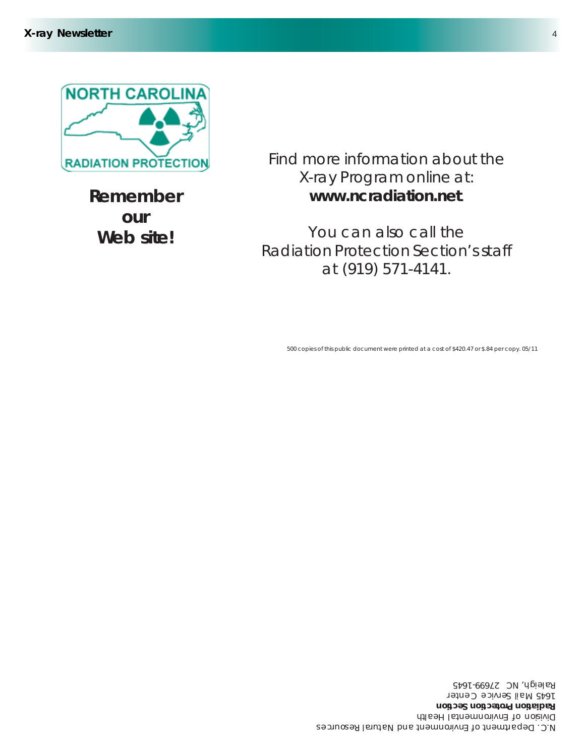NORTH CAROLINA

RADIATION PROTECTION

**Remember our Web site!**

Find more information about the X-ray Program online at: **www.ncradiation.net**.

You can also call the Radiation Protection Section's staff at (919) 571-4141.

500 copies of this public document were printed at a cost of $420.47 or $.84 per copy. 05/11

N.C. Department of Environment and Natural Resources  
Division of Environmental Health  
**Radiation Protection Section**  
1645 Mail Service Center  
Raleigh, NC 27699-1645